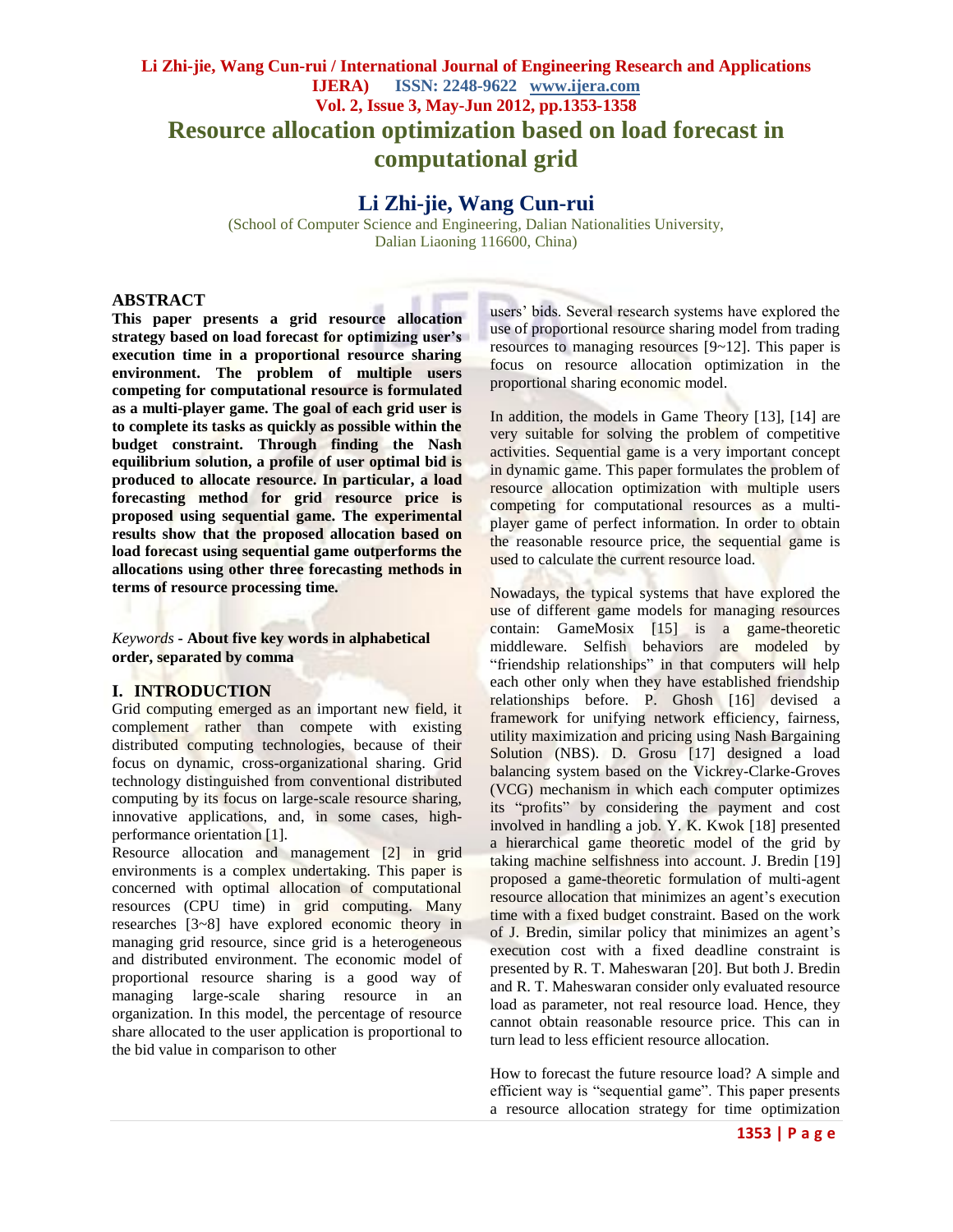# Resource allocation optimization based on load forecast in computational grid

## Li Zhi-jie, Wang Cun-rui

(School of Computer Science and Engineering, Dalian Nationalities University, Dalian Liaoning 116600, China)

## ABSTRACT

**This paper presents a grid resource allocation strategy based on load forecast for optimizing user's execution time in a proportional resource sharing environment. The problem of multiple users competing for computational resource is formulated as a multi-player game. The goal of each grid user is to complete its tasks as quickly as possible within the budget constraint. Through finding the Nash equilibrium solution, a profile of user optimal bid is produced to allocate resource. In particular, a load forecasting method for grid resource price is proposed using sequential game. The experimental results show that the proposed allocation based on load forecast using sequential game outperforms the allocations using other three forecasting methods in terms of resource processing time.**

*Keywords* - **About five key words in alphabetical order, separated by comma**

## I. INTRODUCTION

Grid computing emerged as an important new field, it complement rather than compete with existing distributed computing technologies, because of their focus on dynamic, cross-organizational sharing. Grid technology distinguished from conventional distributed computing by its focus on large-scale resource sharing, innovative applications, and, in some cases, high-performance orientation [1].

Resource allocation and management [2] in grid environments is a complex undertaking. This paper is concerned with optimal allocation of computational resources (CPU time) in grid computing. Many researches [3~8] have explored economic theory in managing grid resource, since grid is a heterogeneous and distributed environment. The economic model of proportional resource sharing is a good way of managing large-scale sharing resource in an organization. In this model, the percentage of resource share allocated to the user application is proportional to the bid value in comparison to other users' bids. Several research systems have explored the use of proportional resource sharing model from trading resources to managing resources [9~12]. This paper is focus on resource allocation optimization in the proportional sharing economic model.

In addition, the models in Game Theory [13], [14] are very suitable for solving the problem of competitive activities. Sequential game is a very important concept in dynamic game. This paper formulates the problem of resource allocation optimization with multiple users competing for computational resources as a multi-player game of perfect information. In order to obtain the reasonable resource price, the sequential game is used to calculate the current resource load.

Nowadays, the typical systems that have explored the use of different game models for managing resources contain: GameMosix [15] is a game-theoretic middleware. Selfish behaviors are modeled by "friendship relationships" in that computers will help each other only when they have established friendship relationships before. P. Ghosh [16] devised a framework for unifying network efficiency, fairness, utility maximization and pricing using Nash Bargaining Solution (NBS). D. Grosu [17] designed a load balancing system based on the Vickrey-Clarke-Groves (VCG) mechanism in which each computer optimizes its "profits" by considering the payment and cost involved in handling a job. Y. K. Kwok [18] presented a hierarchical game theoretic model of the grid by taking machine selfishness into account. J. Bredin [19] proposed a game-theoretic formulation of multi-agent resource allocation that minimizes an agent's execution time with a fixed budget constraint. Based on the work of J. Bredin, similar policy that minimizes an agent's execution cost with a fixed deadline constraint is presented by R. T. Maheswaran [20]. But both J. Bredin and R. T. Maheswaran consider only evaluated resource load as parameter, not real resource load. Hence, they cannot obtain reasonable resource price. This can in turn lead to less efficient resource allocation.

How to forecast the future resource load? A simple and efficient way is "sequential game". This paper presents a resource allocation strategy for time optimization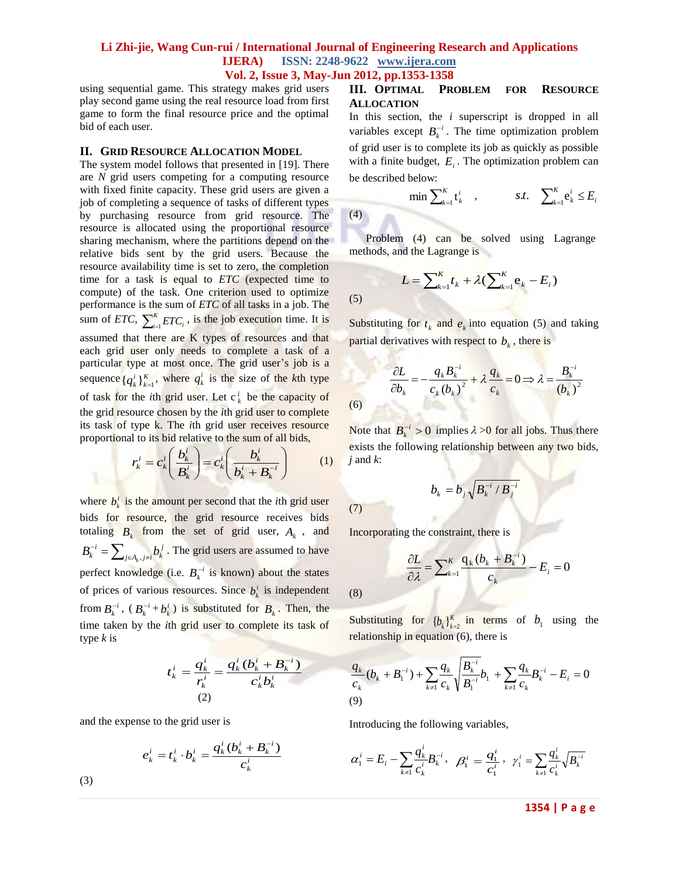using sequential game. This strategy makes grid users play second game using the real resource load from first game to form the final resource price and the optimal bid of each user.

## II. Grid Resource Allocation Model

The system model follows that presented in [19]. There are $N$ grid users competing for a computing resource with fixed finite capacity. These grid users are given a job of completing a sequence of tasks of different types by purchasing resource from grid resource. The resource is allocated using the proportional resource sharing mechanism, where the partitions depend on the relative bids sent by the grid users. Because the resource availability time is set to zero, the completion time for a task is equal to *ETC* (expected time to compute) of the task. One criterion used to optimize performance is the sum of *ETC* of all tasks in a job. The sum of *ETC*, $\sum_{i=1}^{K} ETC_i$, is the job execution time. It is assumed that there are K types of resources and that each grid user only needs to complete a task of a particular type at most once. The grid user's job is a sequence $\{q_k^i\}_{k=1}^{K}$, where $q_k^i$ is the size of the *k*th type of task for the *i*th grid user. Let $c_k^i$ be the capacity of the grid resource chosen by the *i*th grid user to complete its task of type k. The *i*th grid user receives resource proportional to its bid relative to the sum of all bids,

$$r_k^i = c_k^i\left(\frac{b_k^i}{B_k^i}\right) = c_k^i\left(\frac{b_k^i}{b_k^i + B_k^{-i}}\right) \qquad (1)$$

where $b_k^i$ is the amount per second that the *i*th grid user bids for resource, the grid resource receives bids totaling $B_k$ from the set of grid user, $A_k$, and $B_k^{-i} = \sum_{j\in A_k, j\neq i} b_k^j$. The grid users are assumed to have perfect knowledge (i.e. $B_k^{-i}$ is known) about the states of prices of various resources. Since $b_k^i$ is independent from $B_k^{-i}$, ($B_k^{-i} + b_k^i$) is substituted for $B_k$. Then, the time taken by the *i*th grid user to complete its task of type *k* is

$$t_k^i = \frac{q_k^i}{r_k^i} = \frac{q_k^i(b_k^i + B_k^{-i})}{c_k^i b_k^i} \qquad (2)$$

and the expense to the grid user is

$$e_k^i = t_k^i \cdot b_k^i = \frac{q_k^i(b_k^i + B_k^{-i})}{c_k^i} \qquad (3)$$

## III. Optimal Problem for Resource Allocation

In this section, the $i$ superscript is dropped in all variables except $B_k^{-i}$. The time optimization problem of grid user is to complete its job as quickly as possible with a finite budget, $E_i$. The optimization problem can be described below:

$$\min \sum_{k=1}^{K} t_k^i \quad , \qquad s.t. \quad \sum_{k=1}^{K} e_k^i \le E_i \qquad (4)$$

Problem (4) can be solved using Lagrange methods, and the Lagrange is

$$L = \sum_{k=1}^{K} t_k + \lambda\left(\sum_{k=1}^{K} e_k - E_i\right) \qquad (5)$$

Substituting for $t_k$ and $e_k$ into equation (5) and taking partial derivatives with respect to $b_k$, there is

$$\frac{\partial L}{\partial b_k} = -\frac{q_k B_k^{-i}}{c_k (b_k)^2} + \lambda\frac{q_k}{c_k} = 0 \Rightarrow \lambda = \frac{B_k^{-i}}{(b_k)^2} \qquad (6)$$

Note that $B_k^{-i} > 0$ implies $\lambda > 0$ for all jobs. Thus there exists the following relationship between any two bids, *j* and *k*:

$$b_k = b_j\sqrt{B_k^{-i} / B_j^{-i}} \qquad (7)$$

Incorporating the constraint, there is

$$\frac{\partial L}{\partial \lambda} = \sum_{k=1}^{K} \frac{q_k(b_k + B_k^{-i})}{c_k} - E_i = 0 \qquad (8)$$

Substituting for $\{b_k\}_{k=2}^{K}$ in terms of $b_1$ using the relationship in equation (6), there is

$$\frac{q_k}{c_k}(b_k + B_1^{-i}) + \sum_{k\neq 1}\frac{q_k}{c_k}\sqrt{\frac{B_k^{-i}}{B_1^{-i}}}b_1 + \sum_{k\neq 1}\frac{q_k}{c_k}B_k^{-i} - E_i = 0 \qquad (9)$$

Introducing the following variables,

$$\alpha_1^i = E_i - \sum_{k\neq 1}\frac{q_k^i}{c_k^i}B_k^{-i}, \quad \beta_1^i = \frac{q_1^i}{c_1^i}, \quad \gamma_1^i = \sum_{k\neq 1}\frac{q_k^i}{c_k^i}\sqrt{B_k^{-i}}$$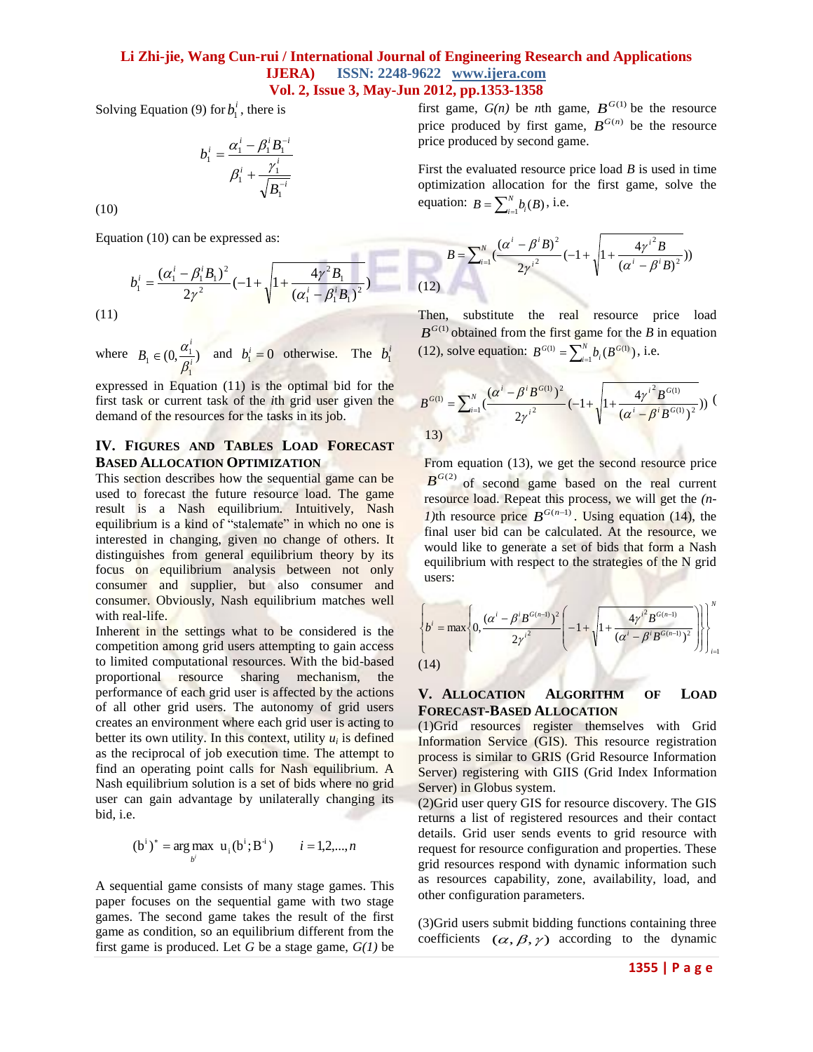Solving Equation (9) for $b_1^i$, there is

$$b_1^i = \frac{\alpha_1^i - \beta_1^i B_1^{-i}}{\beta_1^i + \dfrac{\gamma_1^i}{\sqrt{B_1^{-i}}}}$$

(10)

Equation (10) can be expressed as:

$$b_1^i = \frac{(\alpha_1^i - \beta_1^i B_1)^2}{2\gamma^2}\left(-1 + \sqrt{1 + \frac{4\gamma^2 B_1}{(\alpha_1^i - \beta_1^i B_1)^2}}\right)$$

(11)

where $B_1 \in (0, \frac{\alpha_1^i}{\beta_1^i})$ and $b_1^i = 0$ otherwise. The $b_1^i$ expressed in Equation (11) is the optimal bid for the first task or current task of the *i*th grid user given the demand of the resources for the tasks in its job.

## IV. Figures and Tables Load Forecast Based Allocation Optimization

This section describes how the sequential game can be used to forecast the future resource load. The game result is a Nash equilibrium. Intuitively, Nash equilibrium is a kind of "stalemate" in which no one is interested in changing, given no change of others. It distinguishes from general equilibrium theory by its focus on equilibrium analysis between not only consumer and supplier, but also consumer and consumer. Obviously, Nash equilibrium matches well with real-life.

Inherent in the settings what to be considered is the competition among grid users attempting to gain access to limited computational resources. With the bid-based proportional resource sharing mechanism, the performance of each grid user is affected by the actions of all other grid users. The autonomy of grid users creates an environment where each grid user is acting to better its own utility. In this context, utility $u_i$ is defined as the reciprocal of job execution time. The attempt to find an operating point calls for Nash equilibrium. A Nash equilibrium solution is a set of bids where no grid user can gain advantage by unilaterally changing its bid, i.e.

$$(b^i)^* = \arg\max_{b^i} \; u_i(b^i; B^{-i}) \qquad i = 1,2,...,n$$

A sequential game consists of many stage games. This paper focuses on the sequential game with two stage games. The second game takes the result of the first game as condition, so an equilibrium different from the first game is produced. Let *G* be a stage game, *G(1)* be first game, *G(n)* be *n*th game, $B^{G(1)}$ be the resource price produced by first game, $B^{G(n)}$ be the resource price produced by second game.

First the evaluated resource price load *B* is used in time optimization allocation for the first game, solve the equation: $B = \sum_{i=1}^{N} b_i(B)$, i.e.

$$B = \sum_{i=1}^{N} \left(\frac{(\alpha^i - \beta^i B)^2}{2\gamma^{i^2}}\left(-1 + \sqrt{1 + \frac{4\gamma^{i^2} B}{(\alpha^i - \beta^i B)^2}}\right)\right)$$

(12)

Then, substitute the real resource price load $B^{G(1)}$ obtained from the first game for the *B* in equation (12), solve equation: $B^{G(1)} = \sum_{i=1}^{N} b_i(B^{G(1)})$, i.e.

$$B^{G(1)} = \sum_{i=1}^{N} \left(\frac{(\alpha^i - \beta^i B^{G(1)})^2}{2\gamma^{i^2}}\left(-1 + \sqrt{1 + \frac{4\gamma^{i^2} B^{G(1)}}{(\alpha^i - \beta^i B^{G(1)})^2}}\right)\right)$$

(13)

From equation (13), we get the second resource price $B^{G(2)}$ of second game based on the real current resource load. Repeat this process, we will get the *(n-1)*th resource price $B^{G(n-1)}$. Using equation (14), the final user bid can be calculated. At the resource, we would like to generate a set of bids that form a Nash equilibrium with respect to the strategies of the N grid users:

$$\left\{ b^i = \max\left\{0, \frac{(\alpha^i - \beta^i B^{G(n-1)})^2}{2\gamma^{i^2}}\left(-1 + \sqrt{1 + \frac{4\gamma^{i^2} B^{G(n-1)}}{(\alpha^i - \beta^i B^{G(n-1)})^2}}\right)\right\}\right\}_{i=1}^{N}$$

(14)

## V. Allocation Algorithm of Load Forecast-Based Allocation

(1)Grid resources register themselves with Grid Information Service (GIS). This resource registration process is similar to GRIS (Grid Resource Information Server) registering with GIIS (Grid Index Information Server) in Globus system.

(2)Grid user query GIS for resource discovery. The GIS returns a list of registered resources and their contact details. Grid user sends events to grid resource with request for resource configuration and properties. These grid resources respond with dynamic information such as resources capability, zone, availability, load, and other configuration parameters.

(3)Grid users submit bidding functions containing three coefficients $(\alpha, \beta, \gamma)$ according to the dynamic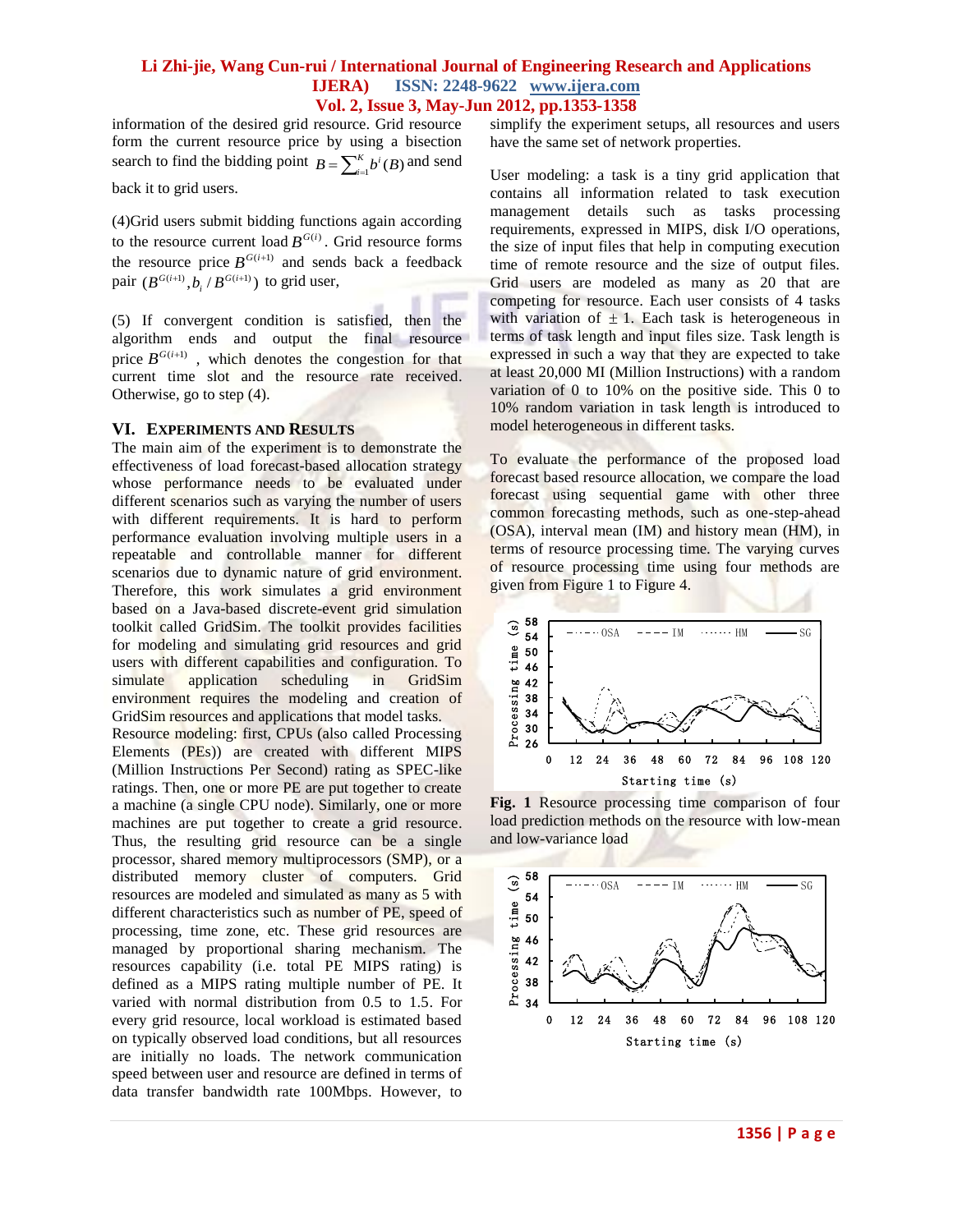information of the desired grid resource. Grid resource form the current resource price by using a bisection search to find the bidding point $B = \sum_{i=1}^{K} b^i(B)$ and send back it to grid users.

(4)Grid users submit bidding functions again according to the resource current load $B^{G(i)}$. Grid resource forms the resource price $B^{G(i+1)}$ and sends back a feedback pair $(B^{G(i+1)}, b_i / B^{G(i+1)})$ to grid user,

(5) If convergent condition is satisfied, then the algorithm ends and output the final resource price $B^{G(i+1)}$, which denotes the congestion for that current time slot and the resource rate received. Otherwise, go to step (4).

## VI. Experiments and Results

The main aim of the experiment is to demonstrate the effectiveness of load forecast-based allocation strategy whose performance needs to be evaluated under different scenarios such as varying the number of users with different requirements. It is hard to perform performance evaluation involving multiple users in a repeatable and controllable manner for different scenarios due to dynamic nature of grid environment. Therefore, this work simulates a grid environment based on a Java-based discrete-event grid simulation toolkit called GridSim. The toolkit provides facilities for modeling and simulating grid resources and grid users with different capabilities and configuration. To simulate application scheduling in GridSim environment requires the modeling and creation of GridSim resources and applications that model tasks.

Resource modeling: first, CPUs (also called Processing Elements (PEs)) are created with different MIPS (Million Instructions Per Second) rating as SPEC-like ratings. Then, one or more PE are put together to create a machine (a single CPU node). Similarly, one or more machines are put together to create a grid resource. Thus, the resulting grid resource can be a single processor, shared memory multiprocessors (SMP), or a distributed memory cluster of computers. Grid resources are modeled and simulated as many as 5 with different characteristics such as number of PE, speed of processing, time zone, etc. These grid resources are managed by proportional sharing mechanism. The resources capability (i.e. total PE MIPS rating) is defined as a MIPS rating multiple number of PE. It varied with normal distribution from 0.5 to 1.5. For every grid resource, local workload is estimated based on typically observed load conditions, but all resources are initially no loads. The network communication speed between user and resource are defined in terms of data transfer bandwidth rate 100Mbps. However, to simplify the experiment setups, all resources and users have the same set of network properties.

User modeling: a task is a tiny grid application that contains all information related to task execution management details such as tasks processing requirements, expressed in MIPS, disk I/O operations, the size of input files that help in computing execution time of remote resource and the size of output files. Grid users are many as 20 that are competing for resource. Each user consists of 4 tasks with variation of $\pm 1$. Each task is heterogeneous in terms of task length and input files size. Task length is expressed in such a way that they are expected to take at least 20,000 MI (Million Instructions) with a random variation of 0 to 10% on the positive side. This 0 to 10% random variation in task length is introduced to model heterogeneous in different tasks.

To evaluate the performance of the proposed load forecast based resource allocation, we compare the load forecast using sequential game with other three common forecasting methods, such as one-step-ahead (OSA), interval mean (IM) and history mean (HM), in terms of resource processing time. The varying curves of resource processing time using four methods are given from Figure 1 to Figure 4.

**Fig. 1** Resource processing time comparison of four load prediction methods on the resource with low-mean and low-variance load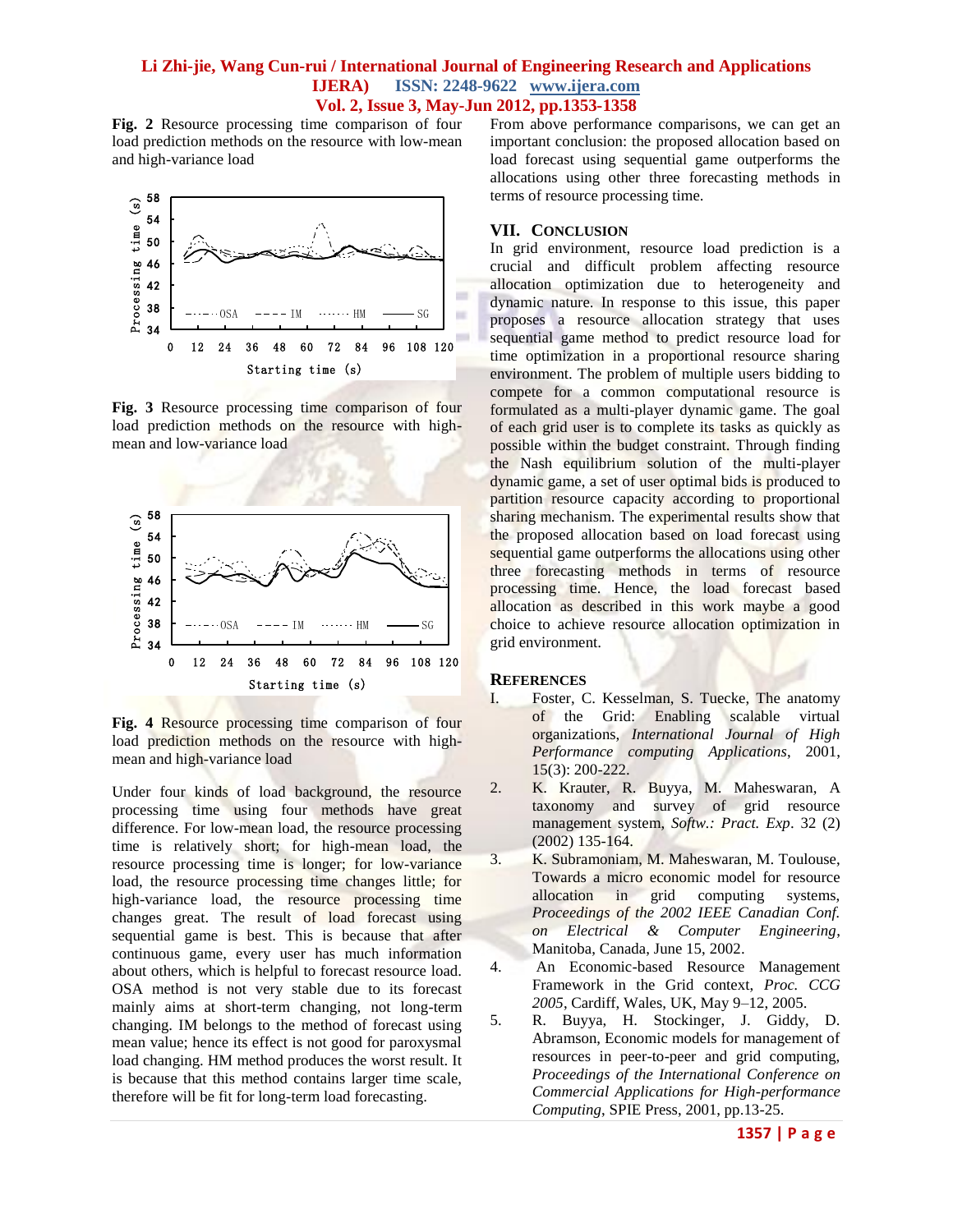**Fig. 2** Resource processing time comparison of four load prediction methods on the resource with low-mean and high-variance load

**Fig. 3** Resource processing time comparison of four load prediction methods on the resource with high-mean and low-variance load

**Fig. 4** Resource processing time comparison of four load prediction methods on the resource with high-mean and high-variance load

Under four kinds of load background, the resource processing time using four methods have great difference. For low-mean load, the resource processing time is relatively short; for high-mean load, the resource processing time is longer; for low-variance load, the resource processing time changes little; for high-variance load, the resource processing time changes great. The result of load forecast using sequential game is best. This is because that after continuous game, every user has much information about others, which is helpful to forecast resource load. OSA method is not very stable due to its forecast mainly aims at short-term changing, not long-term changing. IM belongs to the method of forecast using mean value; hence its effect is not good for paroxysmal load changing. HM method produces the worst result. It is because that this method contains larger time scale, therefore will be fit for long-term load forecasting.

From above performance comparisons, we can get an important conclusion: the proposed allocation based on load forecast using sequential game outperforms the allocations using other three forecasting methods in terms of resource processing time.

## VII. Conclusion

In grid environment, resource load prediction is a crucial and difficult problem affecting resource allocation optimization due to heterogeneity and dynamic nature. In response to this issue, this paper proposes a resource allocation strategy that uses sequential game method to predict resource load for time optimization in a proportional resource sharing environment. The problem of multiple users bidding to compete for a common computational resource is formulated as a multi-player dynamic game. The goal of each grid user is to complete its tasks as quickly as possible within the budget constraint. Through finding the Nash equilibrium solution of the multi-player dynamic game, a set of user optimal bids is produced to partition resource capacity according to proportional sharing mechanism. The experimental results show that the proposed allocation based on load forecast using sequential game outperforms the allocations using other three forecasting methods in terms of resource processing time. Hence, the load forecast based allocation as described in this work maybe a good choice to achieve resource allocation optimization in grid environment.

## References

I. Foster, C. Kesselman, S. Tuecke, The anatomy of the Grid: Enabling scalable virtual organizations, *International Journal of High Performance computing Applications*, 2001, 15(3): 200-222.

2. K. Krauter, R. Buyya, M. Maheswaran, A taxonomy and survey of grid resource management system, *Softw.: Pract. Exp*. 32 (2) (2002) 135-164.

3. K. Subramoniam, M. Maheswaran, M. Toulouse, Towards a micro economic model for resource allocation in grid computing systems, *Proceedings of the 2002 IEEE Canadian Conf. on Electrical & Computer Engineering*, Manitoba, Canada, June 15, 2002.

4. An Economic-based Resource Management Framework in the Grid context, *Proc. CCG 2005*, Cardiff, Wales, UK, May 9–12, 2005.

5. R. Buyya, H. Stockinger, J. Giddy, D. Abramson, Economic models for management of resources in peer-to-peer and grid computing, *Proceedings of the International Conference on Commercial Applications for High-performance Computing*, SPIE Press, 2001, pp.13-25.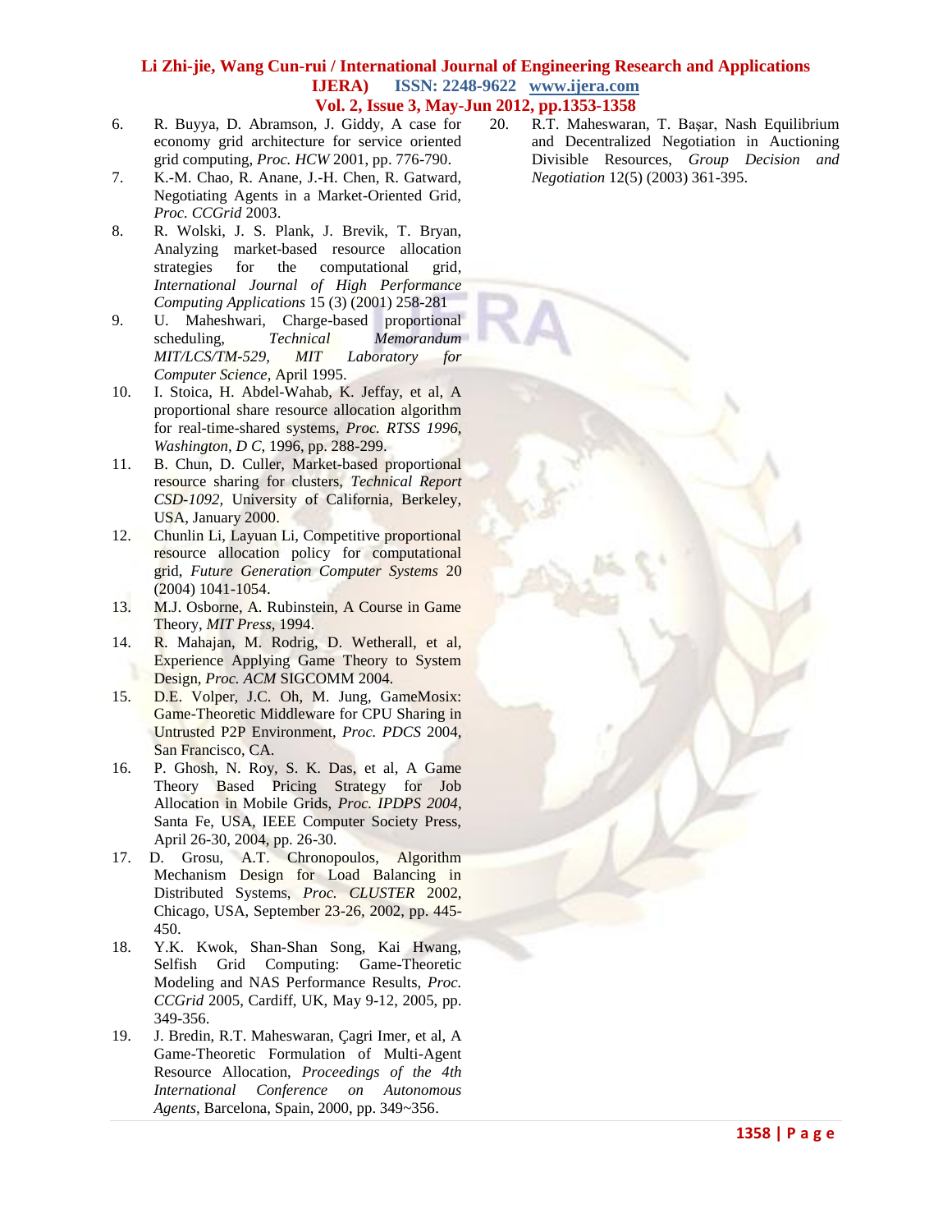6. R. Buyya, D. Abramson, J. Giddy, A case for economy grid architecture for service oriented grid computing, *Proc. HCW* 2001, pp. 776-790.
7. K.-M. Chao, R. Anane, J.-H. Chen, R. Gatward, Negotiating Agents in a Market-Oriented Grid, *Proc. CCGrid* 2003.
8. R. Wolski, J. S. Plank, J. Brevik, T. Bryan, Analyzing market-based resource allocation strategies for the computational grid, *International Journal of High Performance Computing Applications* 15 (3) (2001) 258-281
9. U. Maheshwari, Charge-based proportional scheduling, *Technical Memorandum MIT/LCS/TM-529, MIT Laboratory for Computer Science*, April 1995.
10. I. Stoica, H. Abdel-Wahab, K. Jeffay, et al, A proportional share resource allocation algorithm for real-time-shared systems, *Proc. RTSS 1996, Washington, D C*, 1996, pp. 288-299.
11. B. Chun, D. Culler, Market-based proportional resource sharing for clusters, *Technical Report CSD-1092*, University of California, Berkeley, USA, January 2000.
12. Chunlin Li, Layuan Li, Competitive proportional resource allocation policy for computational grid, *Future Generation Computer Systems* 20 (2004) 1041-1054.
13. M.J. Osborne, A. Rubinstein, A Course in Game Theory, *MIT Press*, 1994.
14. R. Mahajan, M. Rodrig, D. Wetherall, et al, Experience Applying Game Theory to System Design, *Proc. ACM* SIGCOMM 2004.
15. D.E. Volper, J.C. Oh, M. Jung, GameMosix: Game-Theoretic Middleware for CPU Sharing in Untrusted P2P Environment, *Proc. PDCS* 2004, San Francisco, CA.
16. P. Ghosh, N. Roy, S. K. Das, et al, A Game Theory Based Pricing Strategy for Job Allocation in Mobile Grids, *Proc. IPDPS 2004*, Santa Fe, USA, IEEE Computer Society Press, April 26-30, 2004, pp. 26-30.
17. D. Grosu, A.T. Chronopoulos, Algorithm Mechanism Design for Load Balancing in Distributed Systems, *Proc. CLUSTER* 2002, Chicago, USA, September 23-26, 2002, pp. 445-450.
18. Y.K. Kwok, Shan-Shan Song, Kai Hwang, Selfish Grid Computing: Game-Theoretic Modeling and NAS Performance Results, *Proc. CCGrid* 2005, Cardiff, UK, May 9-12, 2005, pp. 349-356.
19. J. Bredin, R.T. Maheswaran, Çagri Imer, et al, A Game-Theoretic Formulation of Multi-Agent Resource Allocation, *Proceedings of the 4th International Conference on Autonomous Agents*, Barcelona, Spain, 2000, pp. 349~356.
20. R.T. Maheswaran, T. Başar, Nash Equilibrium and Decentralized Negotiation in Auctioning Divisible Resources, *Group Decision and Negotiation* 12(5) (2003) 361-395.